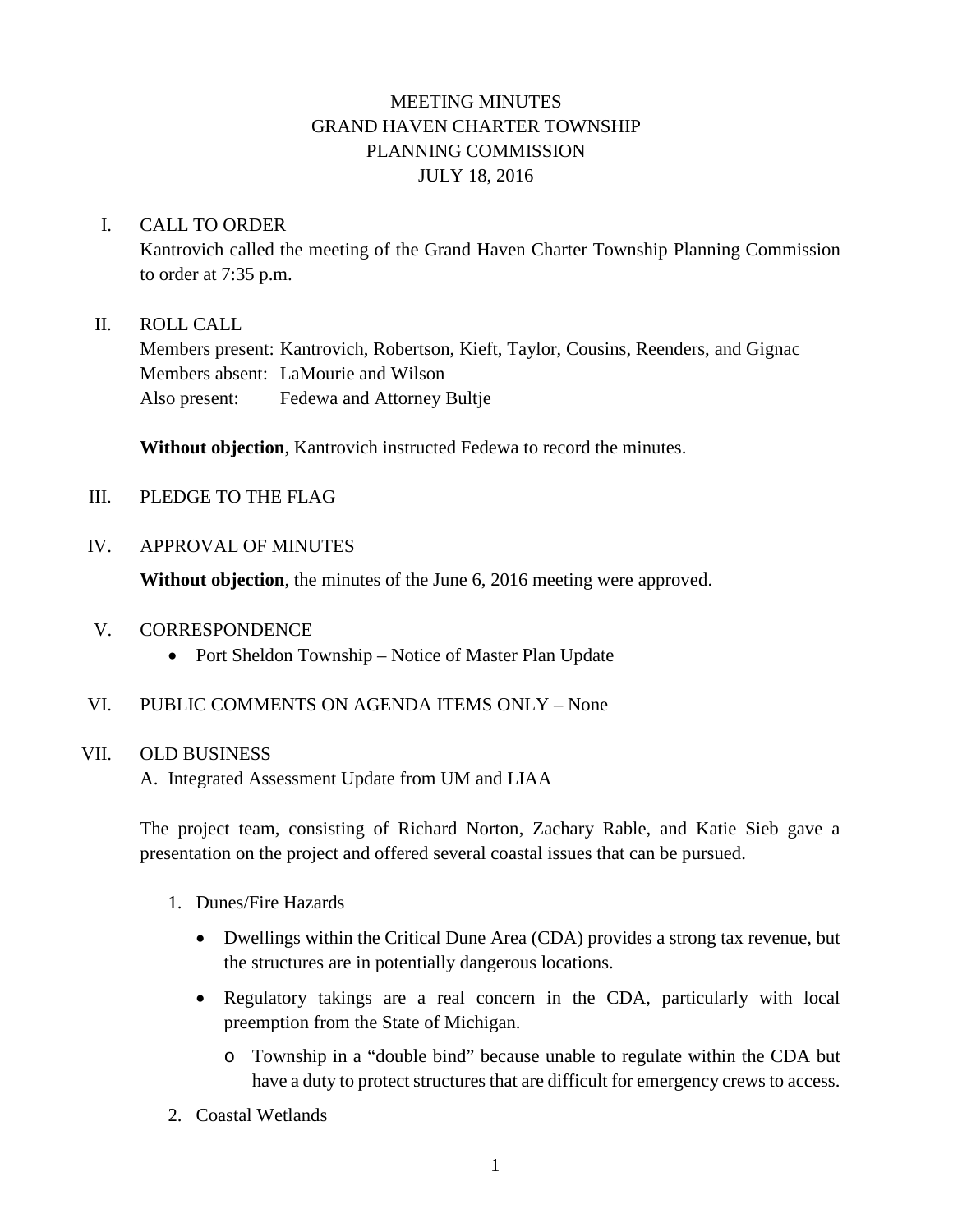# MEETING MINUTES
# GRAND HAVEN CHARTER TOWNSHIP
# PLANNING COMMISSION
# JULY 18, 2016

I. CALL TO ORDER

Kantrovich called the meeting of the Grand Haven Charter Township Planning Commission to order at 7:35 p.m.

II. ROLL CALL

Members present: Kantrovich, Robertson, Kieft, Taylor, Cousins, Reenders, and Gignac
Members absent: LaMourie and Wilson
Also present: Fedewa and Attorney Bultje

**Without objection**, Kantrovich instructed Fedewa to record the minutes.

III. PLEDGE TO THE FLAG

IV. APPROVAL OF MINUTES

**Without objection**, the minutes of the June 6, 2016 meeting were approved.

V. CORRESPONDENCE

- Port Sheldon Township – Notice of Master Plan Update

VI. PUBLIC COMMENTS ON AGENDA ITEMS ONLY – None

VII. OLD BUSINESS

A. Integrated Assessment Update from UM and LIAA

The project team, consisting of Richard Norton, Zachary Rable, and Katie Sieb gave a presentation on the project and offered several coastal issues that can be pursued.

1. Dunes/Fire Hazards
   - Dwellings within the Critical Dune Area (CDA) provides a strong tax revenue, but the structures are in potentially dangerous locations.
   - Regulatory takings are a real concern in the CDA, particularly with local preemption from the State of Michigan.
     - Township in a "double bind" because unable to regulate within the CDA but have a duty to protect structures that are difficult for emergency crews to access.
2. Coastal Wetlands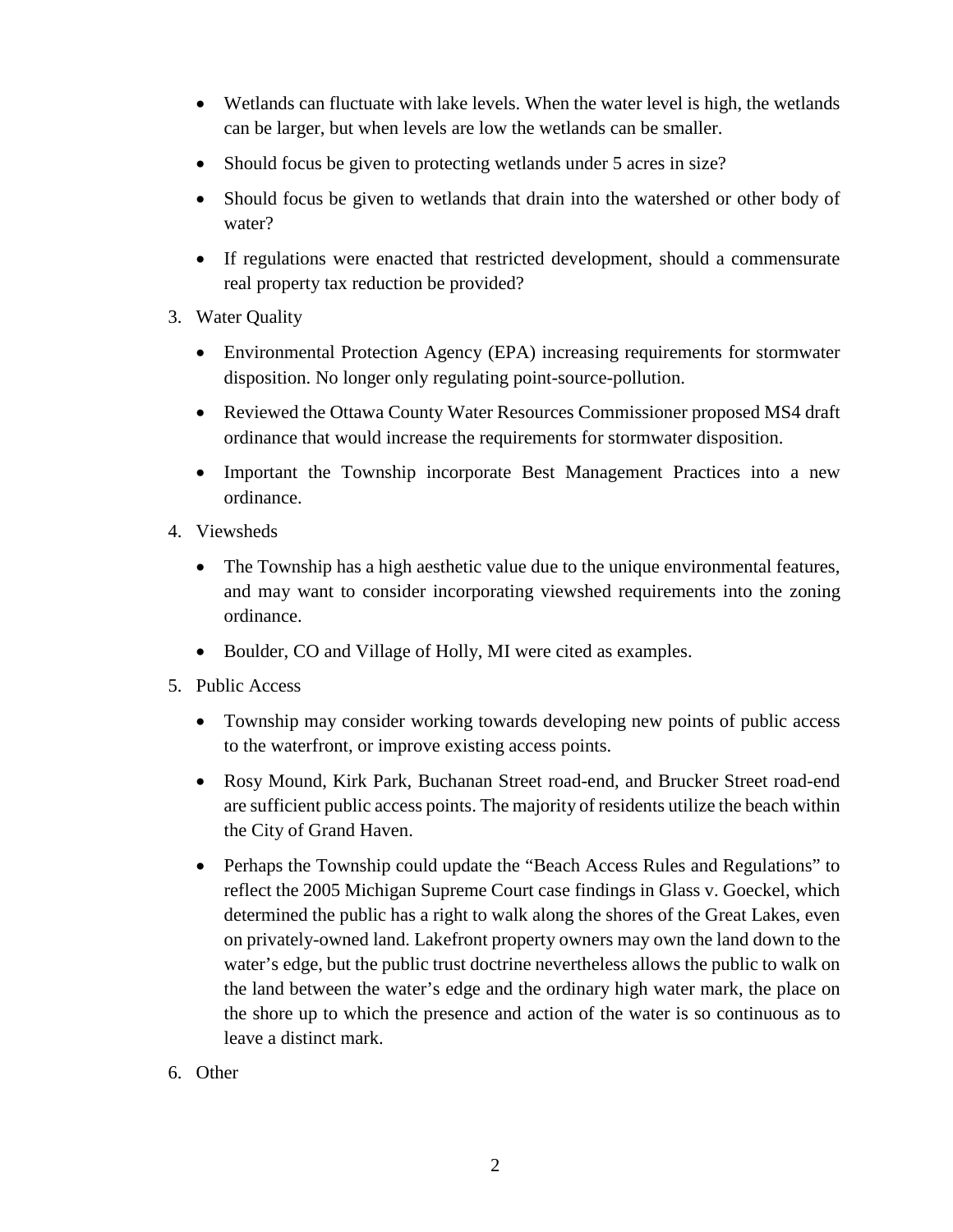- Wetlands can fluctuate with lake levels. When the water level is high, the wetlands can be larger, but when levels are low the wetlands can be smaller.
- Should focus be given to protecting wetlands under 5 acres in size?
- Should focus be given to wetlands that drain into the watershed or other body of water?
- If regulations were enacted that restricted development, should a commensurate real property tax reduction be provided?

3. Water Quality
   - Environmental Protection Agency (EPA) increasing requirements for stormwater disposition. No longer only regulating point-source-pollution.
   - Reviewed the Ottawa County Water Resources Commissioner proposed MS4 draft ordinance that would increase the requirements for stormwater disposition.
   - Important the Township incorporate Best Management Practices into a new ordinance.
4. Viewsheds
   - The Township has a high aesthetic value due to the unique environmental features, and may want to consider incorporating viewshed requirements into the zoning ordinance.
   - Boulder, CO and Village of Holly, MI were cited as examples.
5. Public Access
   - Township may consider working towards developing new points of public access to the waterfront, or improve existing access points.
   - Rosy Mound, Kirk Park, Buchanan Street road-end, and Brucker Street road-end are sufficient public access points. The majority of residents utilize the beach within the City of Grand Haven.
   - Perhaps the Township could update the "Beach Access Rules and Regulations" to reflect the 2005 Michigan Supreme Court case findings in Glass v. Goeckel, which determined the public has a right to walk along the shores of the Great Lakes, even on privately-owned land. Lakefront property owners may own the land down to the water's edge, but the public trust doctrine nevertheless allows the public to walk on the land between the water's edge and the ordinary high water mark, the place on the shore up to which the presence and action of the water is so continuous as to leave a distinct mark.
6. Other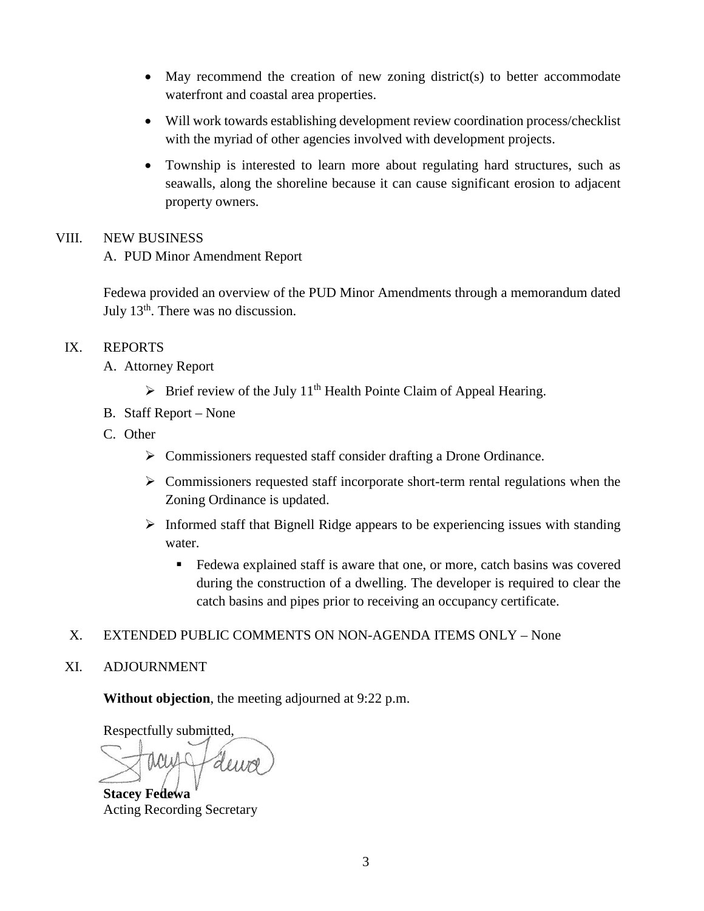- May recommend the creation of new zoning district(s) to better accommodate waterfront and coastal area properties.
- Will work towards establishing development review coordination process/checklist with the myriad of other agencies involved with development projects.
- Township is interested to learn more about regulating hard structures, such as seawalls, along the shoreline because it can cause significant erosion to adjacent property owners.

VIII. NEW BUSINESS

A. PUD Minor Amendment Report

Fedewa provided an overview of the PUD Minor Amendments through a memorandum dated July 13th. There was no discussion.

IX. REPORTS

A. Attorney Report

- Brief review of the July 11th Health Pointe Claim of Appeal Hearing.

B. Staff Report – None

C. Other

- Commissioners requested staff consider drafting a Drone Ordinance.
- Commissioners requested staff incorporate short-term rental regulations when the Zoning Ordinance is updated.
- Informed staff that Bignell Ridge appears to be experiencing issues with standing water.
  - Fedewa explained staff is aware that one, or more, catch basins was covered during the construction of a dwelling. The developer is required to clear the catch basins and pipes prior to receiving an occupancy certificate.

X. EXTENDED PUBLIC COMMENTS ON NON-AGENDA ITEMS ONLY – None

XI. ADJOURNMENT

**Without objection**, the meeting adjourned at 9:22 p.m.

Respectfully submitted,

**Stacey Fedewa**
Acting Recording Secretary